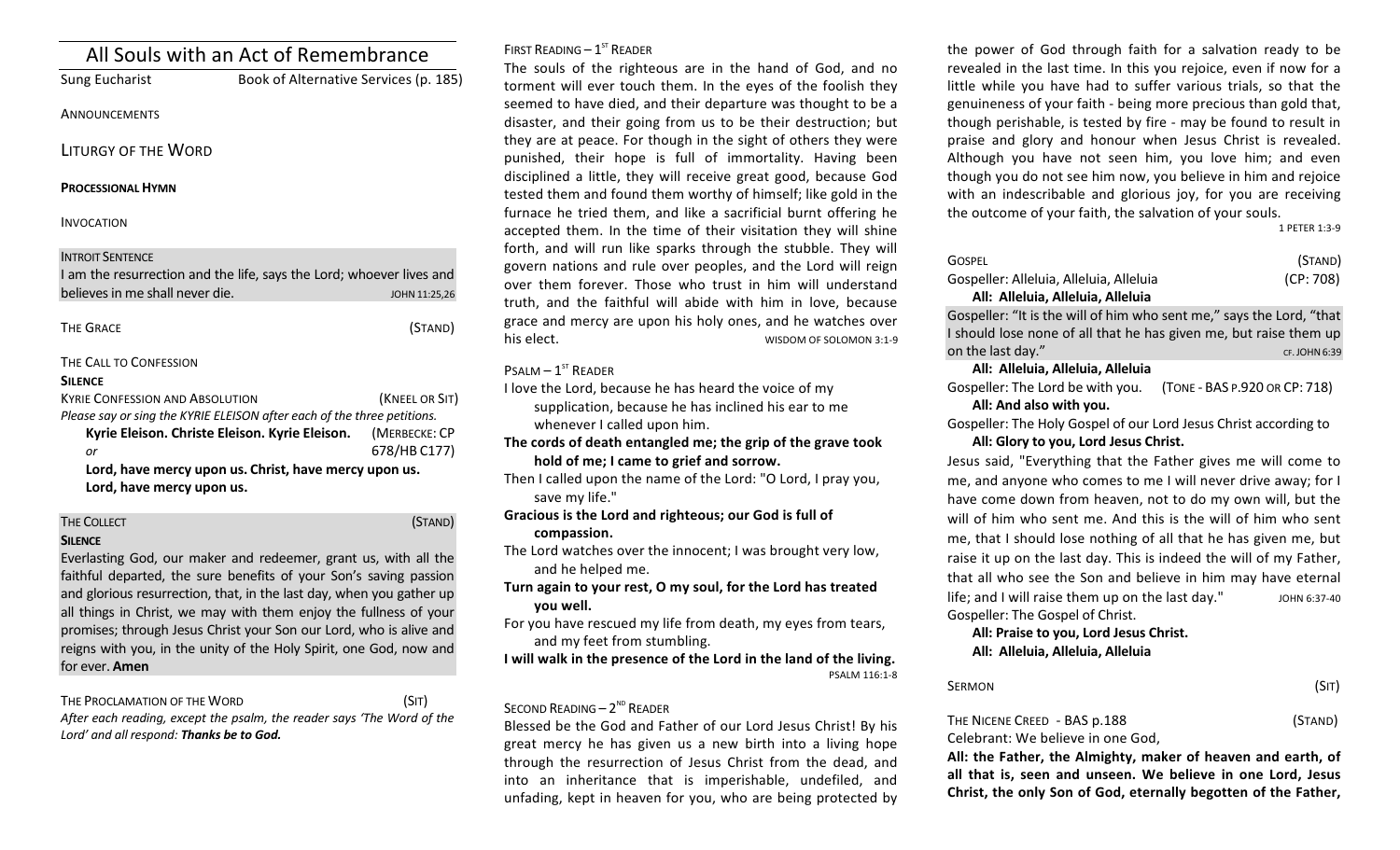# All Souls with an Act of Remembrance

Sung Eucharist — Book of Alternative Services (p. 185)

ANNOUNCEMENTS

## LITURGY OF THE WORD

**PROCESSIONAL HYMN**

INVOCATION

INTROIT SENTENCE

I am the resurrection and the life, says the Lord; whoever lives and believes in me shall never die. JOHN 11:25,26

THE GRACE (STAND)

THE CALL TO CONFESSION

**SILENCE**

KYRIE CONFESSION AND ABSOLUTION (KNEEL OR SIT)

*Please say or sing the KYRIE ELEISON after each of the three petitions.*

**Kyrie Eleison. Christe Eleison. Kyrie Eleison.** (MERBECKE: CP 678/HB C177)

*or*

**Lord, have mercy upon us. Christ, have mercy upon us. Lord, have mercy upon us.**

THE COLLECT (STAND)

**SILENCE**

Everlasting God, our maker and redeemer, grant us, with all the faithful departed, the sure benefits of your Son's saving passion and glorious resurrection, that, in the last day, when you gather up all things in Christ, we may with them enjoy the fullness of your promises; through Jesus Christ your Son our Lord, who is alive and reigns with you, in the unity of the Holy Spirit, one God, now and for ever. **Amen**

THE PROCLAMATION OF THE WORD (SIT)

*After each reading, except the psalm, the reader says 'The Word of the Lord' and all respond: **Thanks be to God.***

FIRST READING – 1ST READER

The souls of the righteous are in the hand of God, and no torment will ever touch them. In the eyes of the foolish they seemed to have died, and their departure was thought to be a disaster, and their going from us to be their destruction; but they are at peace. For though in the sight of others they were punished, their hope is full of immortality. Having been disciplined a little, they will receive great good, because God tested them and found them worthy of himself; like gold in the furnace he tried them, and like a sacrificial burnt offering he accepted them. In the time of their visitation they will shine forth, and will run like sparks through the stubble. They will govern nations and rule over peoples, and the Lord will reign over them forever. Those who trust in him will understand truth, and the faithful will abide with him in love, because grace and mercy are upon his holy ones, and he watches over his elect. WISDOM OF SOLOMON 3:1-9

PSALM – 1ST READER

I love the Lord, because he has heard the voice of my supplication, because he has inclined his ear to me whenever I called upon him.

**The cords of death entangled me; the grip of the grave took hold of me; I came to grief and sorrow.**

Then I called upon the name of the Lord: "O Lord, I pray you, save my life."

**Gracious is the Lord and righteous; our God is full of compassion.**

The Lord watches over the innocent; I was brought very low, and he helped me.

**Turn again to your rest, O my soul, for the Lord has treated you well.**

For you have rescued my life from death, my eyes from tears, and my feet from stumbling.

**I will walk in the presence of the Lord in the land of the living.** PSALM 116:1-8

SECOND READING – 2ND READER

Blessed be the God and Father of our Lord Jesus Christ! By his great mercy he has given us a new birth into a living hope through the resurrection of Jesus Christ from the dead, and into an inheritance that is imperishable, undefiled, and unfading, kept in heaven for you, who are being protected by the power of God through faith for a salvation ready to be revealed in the last time. In this you rejoice, even if now for a little while you have had to suffer various trials, so that the genuineness of your faith - being more precious than gold that, though perishable, is tested by fire - may be found to result in praise and glory and honour when Jesus Christ is revealed. Although you have not seen him, you love him; and even though you do not see him now, you believe in him and rejoice with an indescribable and glorious joy, for you are receiving the outcome of your faith, the salvation of your souls. 1 PETER 1:3-9

GOSPEL (STAND)

Gospeller: Alleluia, Alleluia, Alleluia (CP: 708)

**All: Alleluia, Alleluia, Alleluia**

Gospeller: "It is the will of him who sent me," says the Lord, "that I should lose none of all that he has given me, but raise them up on the last day." CF. JOHN 6:39

**All: Alleluia, Alleluia, Alleluia**

Gospeller: The Lord be with you. (TONE - BAS P.920 OR CP: 718)

**All: And also with you.**

Gospeller: The Holy Gospel of our Lord Jesus Christ according to

**All: Glory to you, Lord Jesus Christ.**

Jesus said, "Everything that the Father gives me will come to me, and anyone who comes to me I will never drive away; for I have come down from heaven, not to do my own will, but the will of him who sent me. And this is the will of him who sent me, that I should lose nothing of all that he has given me, but raise it up on the last day. This is indeed the will of my Father, that all who see the Son and believe in him may have eternal life; and I will raise them up on the last day." JOHN 6:37-40

Gospeller: The Gospel of Christ.

**All: Praise to you, Lord Jesus Christ.**

**All: Alleluia, Alleluia, Alleluia**

SERMON (SIT)

THE NICENE CREED - BAS p.188 (STAND)

Celebrant: We believe in one God,

**All: the Father, the Almighty, maker of heaven and earth, of all that is, seen and unseen. We believe in one Lord, Jesus Christ, the only Son of God, eternally begotten of the Father,**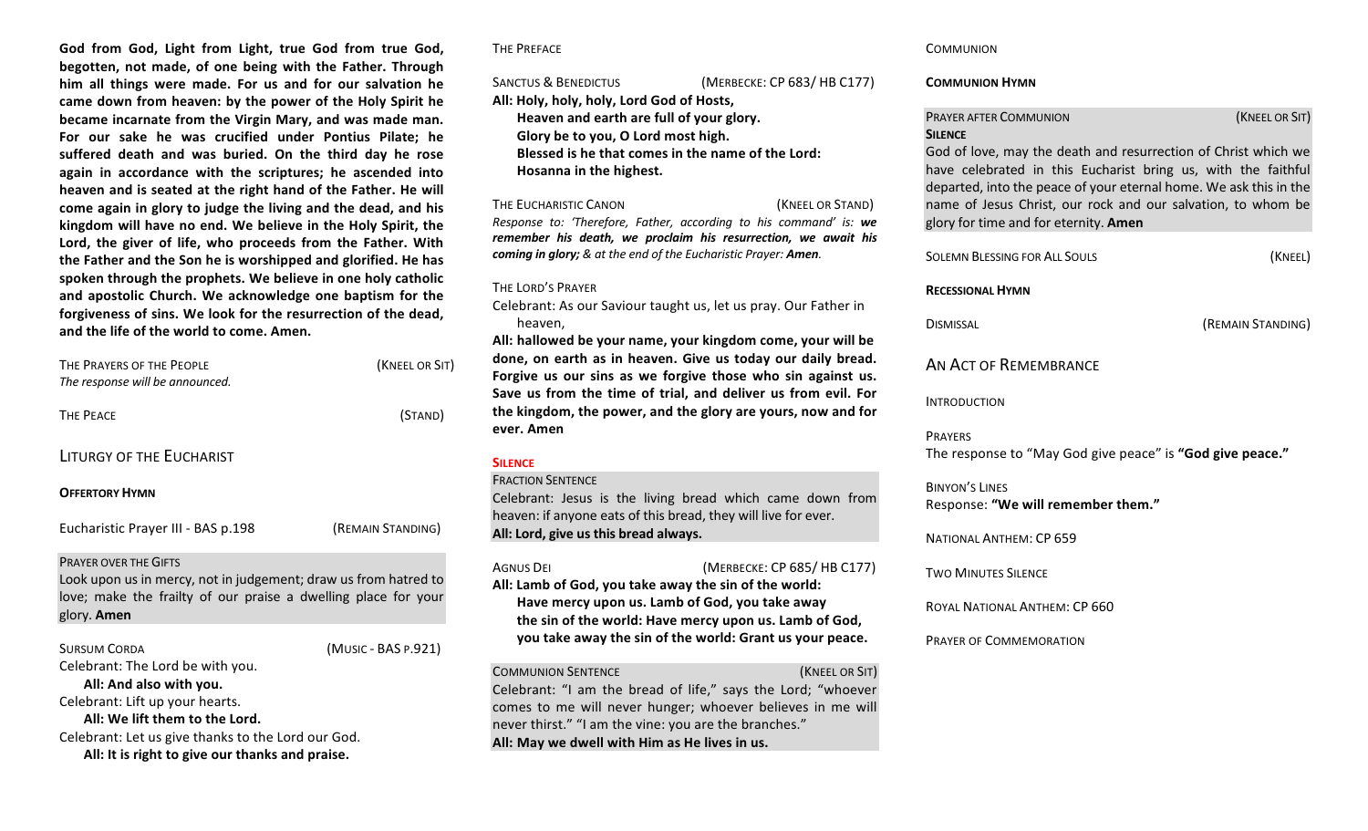**God from God, Light from Light, true God from true God, begotten, not made, of one being with the Father. Through him all things were made. For us and for our salvation he came down from heaven: by the power of the Holy Spirit he became incarnate from the Virgin Mary, and was made man. For our sake he was crucified under Pontius Pilate; he suffered death and was buried. On the third day he rose again in accordance with the scriptures; he ascended into heaven and is seated at the right hand of the Father. He will come again in glory to judge the living and the dead, and his kingdom will have no end. We believe in the Holy Spirit, the Lord, the giver of life, who proceeds from the Father. With the Father and the Son he is worshipped and glorified. He has spoken through the prophets. We believe in one holy catholic and apostolic Church. We acknowledge one baptism for the forgiveness of sins. We look for the resurrection of the dead, and the life of the world to come. Amen.**

THE PRAYERS OF THE PEOPLE (KNEEL OR SIT)
*The response will be announced.*

THE PEACE (STAND)

## LITURGY OF THE EUCHARIST

**OFFERTORY HYMN**

Eucharistic Prayer III - BAS p.198 (REMAIN STANDING)

PRAYER OVER THE GIFTS
Look upon us in mercy, not in judgement; draw us from hatred to love; make the frailty of our praise a dwelling place for your glory. **Amen**

SURSUM CORDA (MUSIC - BAS P.921)
Celebrant: The Lord be with you.
**All: And also with you.**
Celebrant: Lift up your hearts.
**All: We lift them to the Lord.**
Celebrant: Let us give thanks to the Lord our God.
**All: It is right to give our thanks and praise.**

THE PREFACE

SANCTUS & BENEDICTUS (MERBECKE: CP 683/ HB C177)
**All: Holy, holy, holy, Lord God of Hosts,
Heaven and earth are full of your glory.
Glory be to you, O Lord most high.
Blessed is he that comes in the name of the Lord:
Hosanna in the highest.**

THE EUCHARISTIC CANON (KNEEL OR STAND)
*Response to: 'Therefore, Father, according to his command' is: **we remember his death, we proclaim his resurrection, we await his coming in glory;** & at the end of the Eucharistic Prayer: **Amen**.*

THE LORD'S PRAYER
Celebrant: As our Saviour taught us, let us pray. Our Father in heaven,
**All: hallowed be your name, your kingdom come, your will be done, on earth as in heaven. Give us today our daily bread. Forgive us our sins as we forgive those who sin against us. Save us from the time of trial, and deliver us from evil. For the kingdom, the power, and the glory are yours, now and for ever. Amen**

**SILENCE**

FRACTION SENTENCE
Celebrant: Jesus is the living bread which came down from heaven: if anyone eats of this bread, they will live for ever.
**All: Lord, give us this bread always.**

AGNUS DEI (MERBECKE: CP 685/ HB C177)
**All: Lamb of God, you take away the sin of the world:
Have mercy upon us. Lamb of God, you take away
the sin of the world: Have mercy upon us. Lamb of God,
you take away the sin of the world: Grant us your peace.**

COMMUNION SENTENCE (KNEEL OR SIT)
Celebrant: "I am the bread of life," says the Lord; "whoever comes to me will never hunger; whoever believes in me will never thirst." "I am the vine: you are the branches."
**All: May we dwell with Him as He lives in us.**

COMMUNION

**COMMUNION HYMN**

PRAYER AFTER COMMUNION (KNEEL OR SIT)
**SILENCE**
God of love, may the death and resurrection of Christ which we have celebrated in this Eucharist bring us, with the faithful departed, into the peace of your eternal home. We ask this in the name of Jesus Christ, our rock and our salvation, to whom be glory for time and for eternity. **Amen**

SOLEMN BLESSING FOR ALL SOULS (KNEEL)

**RECESSIONAL HYMN**

DISMISSAL (REMAIN STANDING)

## AN ACT OF REMEMBRANCE

INTRODUCTION

PRAYERS
The response to "May God give peace" is **"God give peace."**

BINYON'S LINES
Response: **"We will remember them."**

NATIONAL ANTHEM: CP 659

TWO MINUTES SILENCE

ROYAL NATIONAL ANTHEM: CP 660

PRAYER OF COMMEMORATION